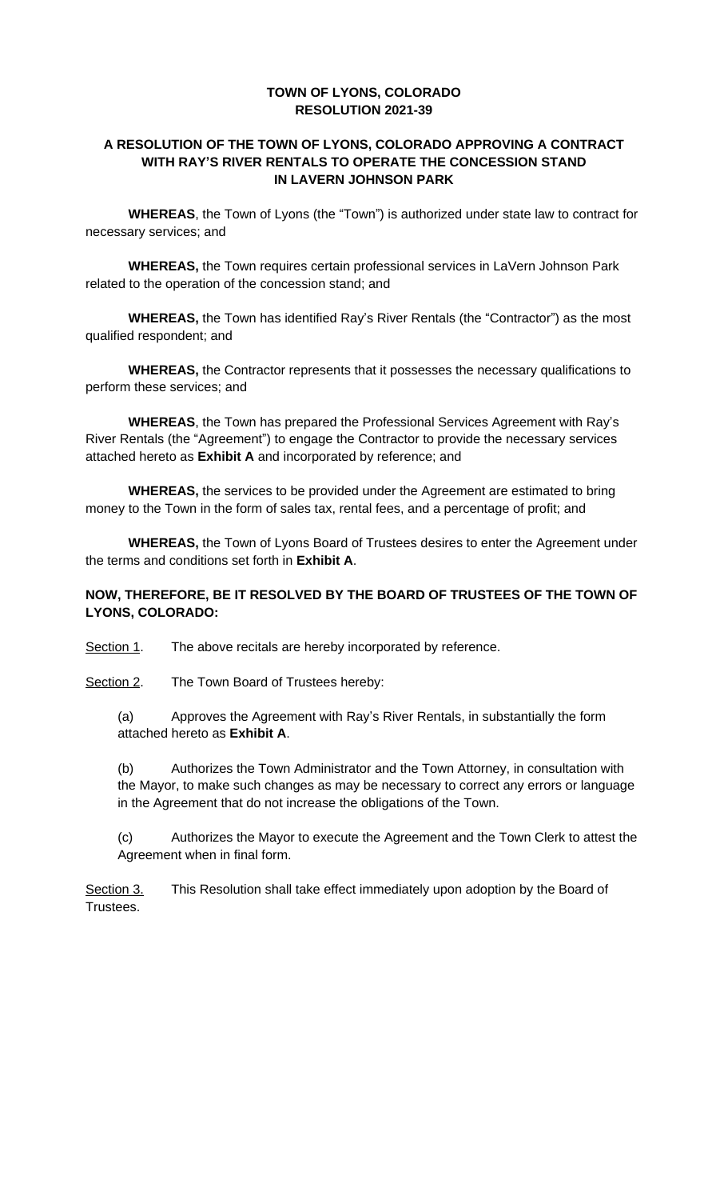# TOWN OF LYONS, COLORADO
# RESOLUTION 2021-39

## A RESOLUTION OF THE TOWN OF LYONS, COLORADO APPROVING A CONTRACT WITH RAY'S RIVER RENTALS TO OPERATE THE CONCESSION STAND IN LAVERN JOHNSON PARK

**WHEREAS**, the Town of Lyons (the "Town") is authorized under state law to contract for necessary services; and

**WHEREAS,** the Town requires certain professional services in LaVern Johnson Park related to the operation of the concession stand; and

**WHEREAS,** the Town has identified Ray's River Rentals (the "Contractor") as the most qualified respondent; and

**WHEREAS,** the Contractor represents that it possesses the necessary qualifications to perform these services; and

**WHEREAS**, the Town has prepared the Professional Services Agreement with Ray's River Rentals (the "Agreement") to engage the Contractor to provide the necessary services attached hereto as **Exhibit A** and incorporated by reference; and

**WHEREAS,** the services to be provided under the Agreement are estimated to bring money to the Town in the form of sales tax, rental fees, and a percentage of profit; and

**WHEREAS,** the Town of Lyons Board of Trustees desires to enter the Agreement under the terms and conditions set forth in **Exhibit A**.

**NOW, THEREFORE, BE IT RESOLVED BY THE BOARD OF TRUSTEES OF THE TOWN OF LYONS, COLORADO:**

Section 1. The above recitals are hereby incorporated by reference.

Section 2. The Town Board of Trustees hereby:

(a) Approves the Agreement with Ray's River Rentals, in substantially the form attached hereto as **Exhibit A**.

(b) Authorizes the Town Administrator and the Town Attorney, in consultation with the Mayor, to make such changes as may be necessary to correct any errors or language in the Agreement that do not increase the obligations of the Town.

(c) Authorizes the Mayor to execute the Agreement and the Town Clerk to attest the Agreement when in final form.

Section 3. This Resolution shall take effect immediately upon adoption by the Board of Trustees.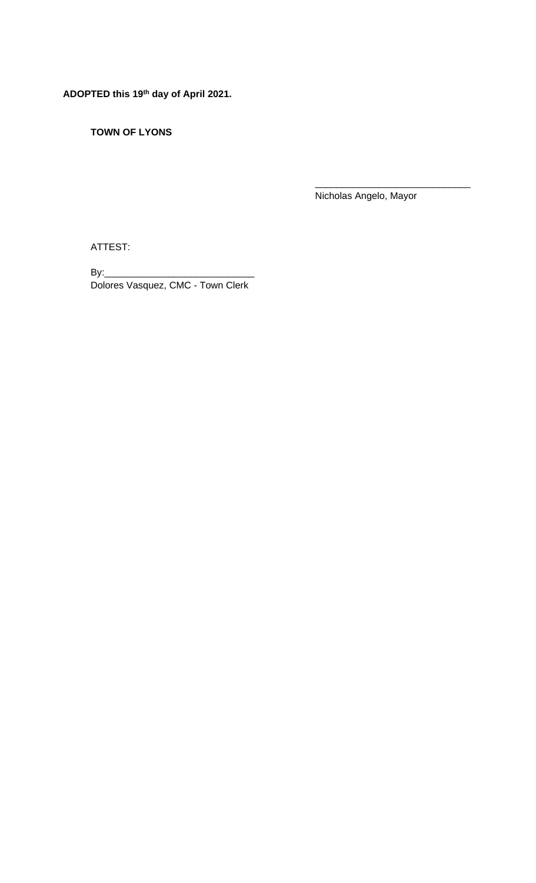**ADOPTED this 19th day of April 2021.**

**TOWN OF LYONS**

\_\_\_\_\_\_\_\_\_\_\_\_\_\_\_\_\_\_\_\_\_\_\_\_\_\_\_\_\_\_
Nicholas Angelo, Mayor

ATTEST:

By:\_\_\_\_\_\_\_\_\_\_\_\_\_\_\_\_\_\_\_\_\_\_\_\_\_\_\_\_
Dolores Vasquez, CMC - Town Clerk